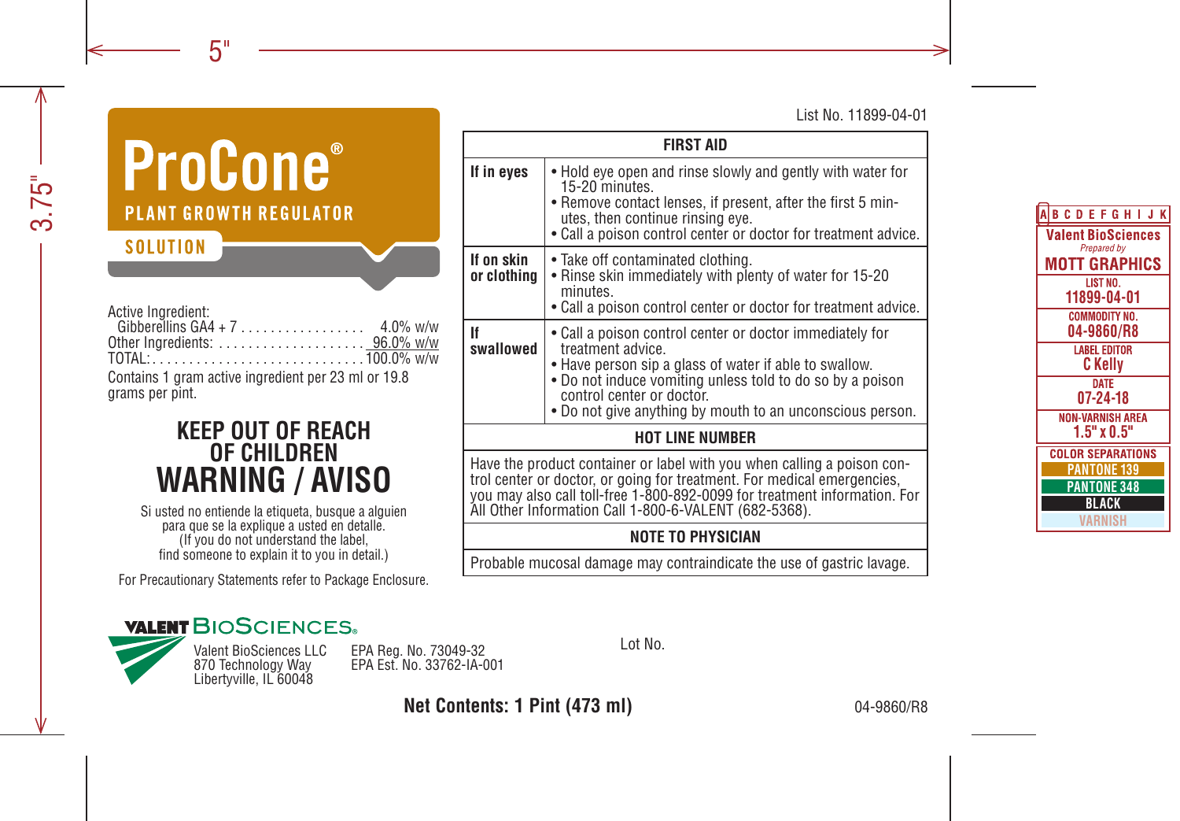List No. 11899-04-01

# ProCone®

## PLANT GROWTH REGULATOR

### SOLUTION

Active Ingredient:
Gibberellins GA4 + 7 ................. 4.0% w/w
Other Ingredients: .................... 96.0% w/w
TOTAL: ............................ 100.0% w/w

Contains 1 gram active ingredient per 23 ml or 19.8 grams per pint.

## KEEP OUT OF REACH OF CHILDREN

## WARNING / AVISO

Si usted no entiende la etiqueta, busque a alguien para que se la explique a usted en detalle.
(If you do not understand the label, find someone to explain it to you in detail.)

For Precautionary Statements refer to Package Enclosure.

| FIRST AID | |
|---|---|
| **If in eyes** | • Hold eye open and rinse slowly and gently with water for 15-20 minutes.<br>• Remove contact lenses, if present, after the first 5 minutes, then continue rinsing eye.<br>• Call a poison control center or doctor for treatment advice. |
| **If on skin or clothing** | • Take off contaminated clothing.<br>• Rinse skin immediately with plenty of water for 15-20 minutes.<br>• Call a poison control center or doctor for treatment advice. |
| **If swallowed** | • Call a poison control center or doctor immediately for treatment advice.<br>• Have person sip a glass of water if able to swallow.<br>• Do not induce vomiting unless told to do so by a poison control center or doctor.<br>• Do not give anything by mouth to an unconscious person. |

**HOT LINE NUMBER**

Have the product container or label with you when calling a poison control center or doctor, or going for treatment. For medical emergencies, you may also call toll-free 1-800-892-0099 for treatment information. For All Other Information Call 1-800-6-VALENT (682-5368).

**NOTE TO PHYSICIAN**

Probable mucosal damage may contraindicate the use of gastric lavage.

VALENT BIOSCIENCES®

Valent BioSciences LLC
870 Technology Way
Libertyville, IL 60048

EPA Reg. No. 73049-32
EPA Est. No. 33762-IA-001

Lot No.

**Net Contents: 1 Pint (473 ml)**

04-9860/R8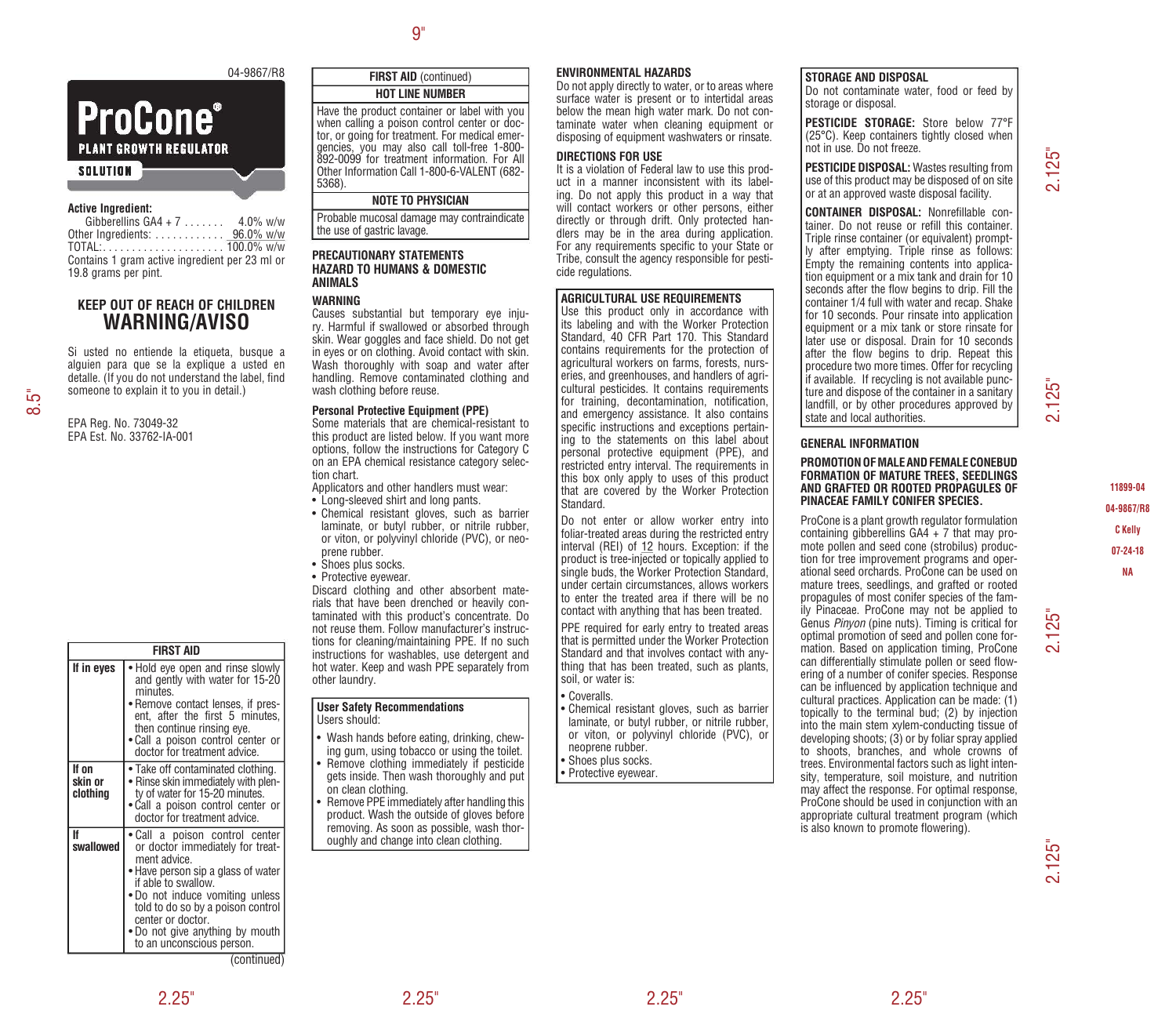04-9867/R8

# ProCone®

**PLANT GROWTH REGULATOR**

**SOLUTION**

**Active Ingredient:**

Gibberellins GA4 + 7 . . . . . . . 4.0% w/w
Other Ingredients: . . . . . . . . . . . . 96.0% w/w
TOTAL: . . . . . . . . . . . . . . . . . . . . 100.0% w/w

Contains 1 gram active ingredient per 23 ml or 19.8 grams per pint.

## KEEP OUT OF REACH OF CHILDREN
## WARNING/AVISO

Si usted no entiende la etiqueta, busque a alguien para que se la explique a usted en detalle. (If you do not understand the label, find someone to explain it to you in detail.)

EPA Reg. No. 73049-32
EPA Est. No. 33762-IA-001

| FIRST AID | |
|---|---|
| **If in eyes** | • Hold eye open and rinse slowly and gently with water for 15-20 minutes.<br>• Remove contact lenses, if present, after the first 5 minutes, then continue rinsing eye.<br>• Call a poison control center or doctor for treatment advice. |
| **If on skin or clothing** | • Take off contaminated clothing.<br>• Rinse skin immediately with plenty of water for 15-20 minutes.<br>• Call a poison control center or doctor for treatment advice. |
| **If swallowed** | • Call a poison control center or doctor immediately for treatment advice.<br>• Have person sip a glass of water if able to swallow.<br>• Do not induce vomiting unless told to do so by a poison control center or doctor.<br>• Do not give anything by mouth to an unconscious person. |

(continued)

**FIRST AID** (continued)

**HOT LINE NUMBER**

Have the product container or label with you when calling a poison control center or doctor, or going for treatment. For medical emergencies, you may also call toll-free 1-800-892-0099 for treatment information. For All Other Information Call 1-800-6-VALENT (682-5368).

**NOTE TO PHYSICIAN**

Probable mucosal damage may contraindicate the use of gastric lavage.

### PRECAUTIONARY STATEMENTS
### HAZARD TO HUMANS & DOMESTIC ANIMALS

**WARNING**

Causes substantial but temporary eye injury. Harmful if swallowed or absorbed through skin. Wear goggles and face shield. Do not get in eyes or on clothing. Avoid contact with skin. Wash thoroughly with soap and water after handling. Remove contaminated clothing and wash clothing before reuse.

**Personal Protective Equipment (PPE)**

Some materials that are chemical-resistant to this product are listed below. If you want more options, follow the instructions for Category C on an EPA chemical resistance category selection chart.

Applicators and other handlers must wear:

- Long-sleeved shirt and long pants.
- Chemical resistant gloves, such as barrier laminate, or butyl rubber, or nitrile rubber, or viton, or polyvinyl chloride (PVC), or neoprene rubber.
- Shoes plus socks.
- Protective eyewear.

Discard clothing and other absorbent materials that have been drenched or heavily contaminated with this product's concentrate. Do not reuse them. Follow manufacturer's instructions for cleaning/maintaining PPE. If no such instructions for washables, use detergent and hot water. Keep and wash PPE separately from other laundry.

**User Safety Recommendations**

Users should:

- Wash hands before eating, drinking, chewing gum, using tobacco or using the toilet.
- Remove clothing immediately if pesticide gets inside. Then wash thoroughly and put on clean clothing.
- Remove PPE immediately after handling this product. Wash the outside of gloves before removing. As soon as possible, wash thoroughly and change into clean clothing.

### ENVIRONMENTAL HAZARDS

Do not apply directly to water, or to areas where surface water is present or to intertidal areas below the mean high water mark. Do not contaminate water when cleaning equipment or disposing of equipment washwaters or rinsate.

### DIRECTIONS FOR USE

It is a violation of Federal law to use this product in a manner inconsistent with its labeling. Do not apply this product in a way that will contact workers or other persons, either directly or through drift. Only protected handlers may be in the area during application. For any requirements specific to your State or Tribe, consult the agency responsible for pesticide regulations.

**AGRICULTURAL USE REQUIREMENTS**

Use this product only in accordance with its labeling and with the Worker Protection Standard, 40 CFR Part 170. This Standard contains requirements for the protection of agricultural workers on farms, forests, nurseries, and greenhouses, and handlers of agricultural pesticides. It contains requirements for training, decontamination, notification, and emergency assistance. It also contains specific instructions and exceptions pertaining to the statements on this label about personal protective equipment (PPE), and restricted entry interval. The requirements in this box only apply to uses of this product that are covered by the Worker Protection Standard.

Do not enter or allow worker entry into foliar-treated areas during the restricted entry interval (REI) of 12 hours. Exception: if the product is tree-injected or topically applied to single buds, the Worker Protection Standard, under certain circumstances, allows workers to enter the treated area if there will be no contact with anything that has been treated.

PPE required for early entry to treated areas that is permitted under the Worker Protection Standard and that involves contact with anything that has been treated, such as plants, soil, or water is:

- Coveralls.
- Chemical resistant gloves, such as barrier laminate, or butyl rubber, or nitrile rubber, or viton, or polyvinyl chloride (PVC), or neoprene rubber.
- Shoes plus socks.
- Protective eyewear.

**STORAGE AND DISPOSAL**

Do not contaminate water, food or feed by storage or disposal.

**PESTICIDE STORAGE:** Store below 77°F (25°C). Keep containers tightly closed when not in use. Do not freeze.

**PESTICIDE DISPOSAL:** Wastes resulting from use of this product may be disposed of on site or at an approved waste disposal facility.

**CONTAINER DISPOSAL:** Nonrefillable container. Do not reuse or refill this container. Triple rinse container (or equivalent) promptly after emptying. Triple rinse as follows: Empty the remaining contents into application equipment or a mix tank and drain for 10 seconds after the flow begins to drip. Fill the container 1/4 full with water and recap. Shake for 10 seconds. Pour rinsate into application equipment or a mix tank or store rinsate for later use or disposal. Drain for 10 seconds after the flow begins to drip. Repeat this procedure two more times. Offer for recycling if available. If recycling is not available puncture and dispose of the container in a sanitary landfill, or by other procedures approved by state and local authorities.

### GENERAL INFORMATION

**PROMOTION OF MALE AND FEMALE CONEBUD FORMATION OF MATURE TREES, SEEDLINGS AND GRAFTED OR ROOTED PROPAGULES OF PINACEAE FAMILY CONIFER SPECIES.**

ProCone is a plant growth regulator formulation containing gibberellins GA4 + 7 that may promote pollen and seed cone (strobilus) production for tree improvement programs and operational seed orchards. ProCone can be used on mature trees, seedlings, and grafted or rooted propagules of most conifer species of the family Pinaceae. ProCone may not be applied to Genus *Pinyon* (pine nuts). Timing is critical for optimal promotion of seed and pollen cone formation. Based on application timing, ProCone can differentially stimulate pollen or seed flowering of a number of conifer species. Response can be influenced by application technique and cultural practices. Application can be made: (1) topically to the terminal bud; (2) by injection into the main stem xylem-conducting tissue of developing shoots; (3) or by foliar spray applied to shoots, branches, and whole crowns of trees. Environmental factors such as light intensity, temperature, soil moisture, and nutrition may affect the response. For optimal response, ProCone should be used in conjunction with an appropriate cultural treatment program (which is also known to promote flowering).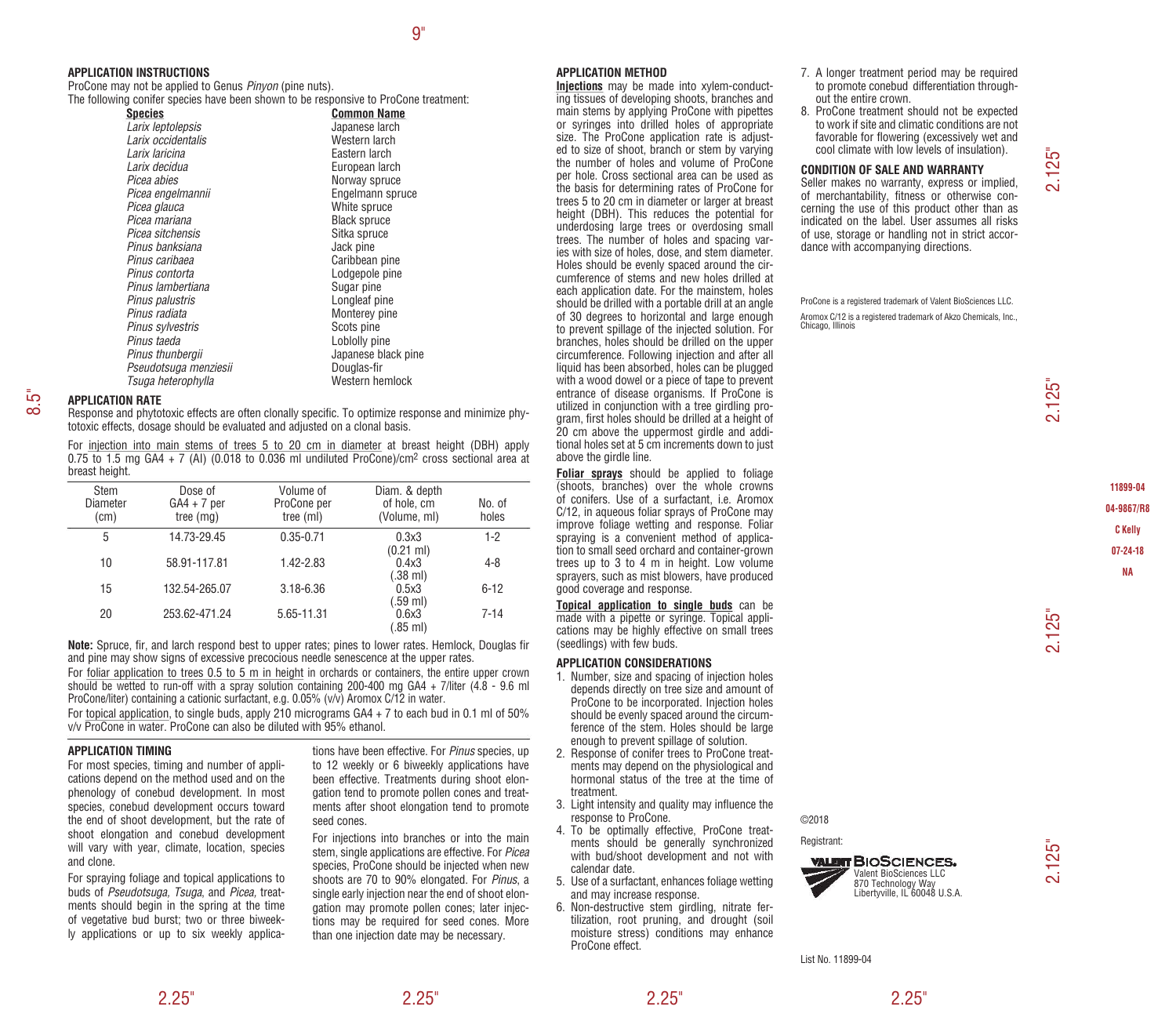## APPLICATION INSTRUCTIONS

ProCone may not be applied to Genus *Pinyon* (pine nuts).

The following conifer species have been shown to be responsive to ProCone treatment:

| Species | Common Name |
|---|---|
| *Larix leptolepsis* | Japanese larch |
| *Larix occidentalis* | Western larch |
| *Larix laricina* | Eastern larch |
| *Larix decidua* | European larch |
| *Picea abies* | Norway spruce |
| *Picea engelmannii* | Engelmann spruce |
| *Picea glauca* | White spruce |
| *Picea mariana* | Black spruce |
| *Picea sitchensis* | Sitka spruce |
| *Pinus banksiana* | Jack pine |
| *Pinus caribaea* | Caribbean pine |
| *Pinus contorta* | Lodgepole pine |
| *Pinus lambertiana* | Sugar pine |
| *Pinus palustris* | Longleaf pine |
| *Pinus radiata* | Monterey pine |
| *Pinus sylvestris* | Scots pine |
| *Pinus taeda* | Loblolly pine |
| *Pinus thunbergii* | Japanese black pine |
| *Pseudotsuga menziesii* | Douglas-fir |
| *Tsuga heterophylla* | Western hemlock |

## APPLICATION RATE

Response and phytotoxic effects are often clonally specific. To optimize response and minimize phytotoxic effects, dosage should be evaluated and adjusted on a clonal basis.

For injection into main stems of trees 5 to 20 cm in diameter at breast height (DBH) apply 0.75 to 1.5 mg GA4 + 7 (AI) (0.018 to 0.036 ml undiluted ProCone)/cm$^2$ cross sectional area at breast height.

| Stem Diameter (cm) | Dose of GA4 + 7 per tree (mg) | Volume of ProCone per tree (ml) | Diam. & depth of hole, cm (Volume, ml) | No. of holes |
|---|---|---|---|---|
| 5 | 14.73-29.45 | 0.35-0.71 | 0.3x3 (0.21 ml) | 1-2 |
| 10 | 58.91-117.81 | 1.42-2.83 | 0.4x3 (.38 ml) | 4-8 |
| 15 | 132.54-265.07 | 3.18-6.36 | 0.5x3 (.59 ml) | 6-12 |
| 20 | 253.62-471.24 | 5.65-11.31 | 0.6x3 (.85 ml) | 7-14 |

**Note:** Spruce, fir, and larch respond best to upper rates; pines to lower rates. Hemlock, Douglas fir and pine may show signs of excessive precocious needle senescence at the upper rates.

For foliar application to trees 0.5 to 5 m in height in orchards or containers, the entire upper crown should be wetted to run-off with a spray solution containing 200-400 mg GA4 + 7/liter (4.8 - 9.6 ml ProCone/liter) containing a cationic surfactant, e.g. 0.05% (v/v) Aromox C/12 in water.

For topical application, to single buds, apply 210 micrograms GA4 + 7 to each bud in 0.1 ml of 50% v/v ProCone in water. ProCone can also be diluted with 95% ethanol.

## APPLICATION TIMING

For most species, timing and number of applications depend on the method used and on the phenology of conebud development. In most species, conebud development occurs toward the end of shoot development, but the rate of shoot elongation and conebud development will vary with year, climate, location, species and clone.

For spraying foliage and topical applications to buds of *Pseudotsuga, Tsuga*, and *Picea,* treatments should begin in the spring at the time of vegetative bud burst; two or three biweekly applications or up to six weekly applications have been effective. For *Pinus* species, up to 12 weekly or 6 biweekly applications have been effective. Treatments during shoot elongation tend to promote pollen cones and treatments after shoot elongation tend to promote seed cones.

For injections into branches or into the main stem, single applications are effective. For *Picea* species, ProCone should be injected when new shoots are 70 to 90% elongated. For *Pinus*, a single early injection near the end of shoot elongation may promote pollen cones; later injections may be required for seed cones. More than one injection date may be necessary.

## APPLICATION METHOD

**Injections** may be made into xylem-conducting tissues of developing shoots, branches and main stems by applying ProCone with pipettes or syringes into drilled holes of appropriate size. The ProCone application rate is adjusted to size of shoot, branch or stem by varying the number of holes and volume of ProCone per hole. Cross sectional area can be used as the basis for determining rates of ProCone for trees 5 to 20 cm in diameter or larger at breast height (DBH). This reduces the potential for underdosing large trees or overdosing small trees. The number of holes and spacing varies with size of holes, dose, and stem diameter. Holes should be evenly spaced around the circumference of stems and new holes drilled at each application date. For the mainstem, holes should be drilled with a portable drill at an angle of 30 degrees to horizontal and large enough to prevent spillage of the injected solution. For branches, holes should be drilled on the upper circumference. Following injection and after all liquid has been absorbed, holes can be plugged with a wood dowel or a piece of tape to prevent entrance of disease organisms. If ProCone is utilized in conjunction with a tree girdling program, first holes should be drilled at a height of 20 cm above the uppermost girdle and additional holes set at 5 cm increments down to just above the girdle line.

**Foliar sprays** should be applied to foliage (shoots, branches) over the whole crowns of conifers. Use of a surfactant, i.e. Aromox C/12, in aqueous foliar sprays of ProCone may improve foliage wetting and response. Foliar spraying is a convenient method of application to small seed orchard and container-grown trees up to 3 to 4 m in height. Low volume sprayers, such as mist blowers, have produced good coverage and response.

**Topical application to single buds** can be made with a pipette or syringe. Topical applications may be highly effective on small trees (seedlings) with few buds.

## APPLICATION CONSIDERATIONS

1. Number, size and spacing of injection holes depends directly on tree size and amount of ProCone to be incorporated. Injection holes should be evenly spaced around the circumference of the stem. Holes should be large enough to prevent spillage of solution.
2. Response of conifer trees to ProCone treatments may depend on the physiological and hormonal status of the tree at the time of treatment.
3. Light intensity and quality may influence the response to ProCone.
4. To be optimally effective, ProCone treatments should be generally synchronized with bud/shoot development and not with calendar date.
5. Use of a surfactant, enhances foliage wetting and may increase response.
6. Non-destructive stem girdling, nitrate fertilization, root pruning, and drought (soil moisture stress) conditions may enhance ProCone effect.
7. A longer treatment period may be required to promote conebud differentiation throughout the entire crown.
8. ProCone treatment should not be expected to work if site and climatic conditions are not favorable for flowering (excessively wet and cool climate with low levels of insulation).

## CONDITION OF SALE AND WARRANTY

Seller makes no warranty, express or implied, of merchantability, fitness or otherwise concerning the use of this product other than as indicated on the label. User assumes all risks of use, storage or handling not in strict accordance with accompanying directions.

ProCone is a registered trademark of Valent BioSciences LLC.

Aromox C/12 is a registered trademark of Akzo Chemicals, Inc., Chicago, Illinois

©2018

Registrant:

VALENT BIOSCIENCES.
Valent BioSciences LLC
870 Technology Way
Libertyville, IL 60048 U.S.A.

List No. 11899-04